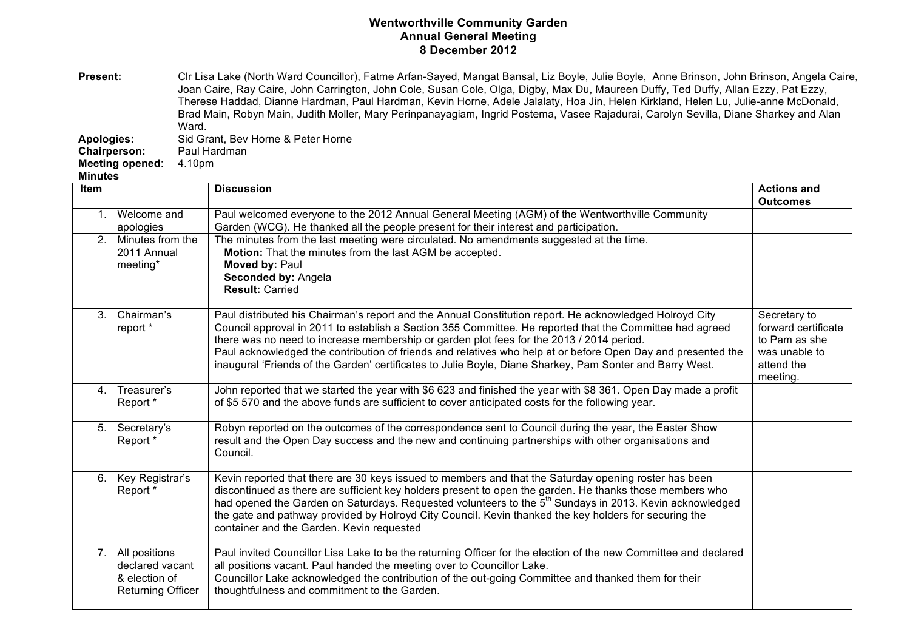# Wentworthville Community Garden
## Annual General Meeting
## 8 December 2012

**Present:** Clr Lisa Lake (North Ward Councillor), Fatme Arfan-Sayed, Mangat Bansal, Liz Boyle, Julie Boyle, Anne Brinson, John Brinson, Angela Caire, Joan Caire, Ray Caire, John Carrington, John Cole, Susan Cole, Olga, Digby, Max Du, Maureen Duffy, Ted Duffy, Allan Ezzy, Pat Ezzy, Therese Haddad, Dianne Hardman, Paul Hardman, Kevin Horne, Adele Jalalaty, Hoa Jin, Helen Kirkland, Helen Lu, Julie-anne McDonald, Brad Main, Robyn Main, Judith Moller, Mary Perinpanayagiam, Ingrid Postema, Vasee Rajadurai, Carolyn Sevilla, Diane Sharkey and Alan Ward.

**Apologies:** Sid Grant, Bev Horne & Peter Horne

**Chairperson:** Paul Hardman

**Meeting opened**: 4.10pm

**Minutes**

| Item | Discussion | Actions and Outcomes |
|---|---|---|
| 1. Welcome and apologies | Paul welcomed everyone to the 2012 Annual General Meeting (AGM) of the Wentworthville Community Garden (WCG). He thanked all the people present for their interest and participation. | |
| 2. Minutes from the 2011 Annual meeting* | The minutes from the last meeting were circulated. No amendments suggested at the time.<br>**Motion:** That the minutes from the last AGM be accepted.<br>**Moved by:** Paul<br>**Seconded by:** Angela<br>**Result:** Carried | |
| 3. Chairman's report * | Paul distributed his Chairman's report and the Annual Constitution report. He acknowledged Holroyd City Council approval in 2011 to establish a Section 355 Committee. He reported that the Committee had agreed there was no need to increase membership or garden plot fees for the 2013 / 2014 period.<br>Paul acknowledged the contribution of friends and relatives who help at or before Open Day and presented the inaugural 'Friends of the Garden' certificates to Julie Boyle, Diane Sharkey, Pam Sonter and Barry West. | Secretary to forward certificate to Pam as she was unable to attend the meeting. |
| 4. Treasurer's Report * | John reported that we started the year with $6 623 and finished the year with $8 361. Open Day made a profit of $5 570 and the above funds are sufficient to cover anticipated costs for the following year. | |
| 5. Secretary's Report * | Robyn reported on the outcomes of the correspondence sent to Council during the year, the Easter Show result and the Open Day success and the new and continuing partnerships with other organisations and Council. | |
| 6. Key Registrar's Report * | Kevin reported that there are 30 keys issued to members and that the Saturday opening roster has been discontinued as there are sufficient key holders present to open the garden. He thanks those members who had opened the Garden on Saturdays. Requested volunteers to the 5th Sundays in 2013. Kevin acknowledged the gate and pathway provided by Holroyd City Council. Kevin thanked the key holders for securing the container and the Garden. Kevin requested | |
| 7. All positions declared vacant & election of Returning Officer | Paul invited Councillor Lisa Lake to be the returning Officer for the election of the new Committee and declared all positions vacant. Paul handed the meeting over to Councillor Lake.<br>Councillor Lake acknowledged the contribution of the out-going Committee and thanked them for their thoughtfulness and commitment to the Garden. | |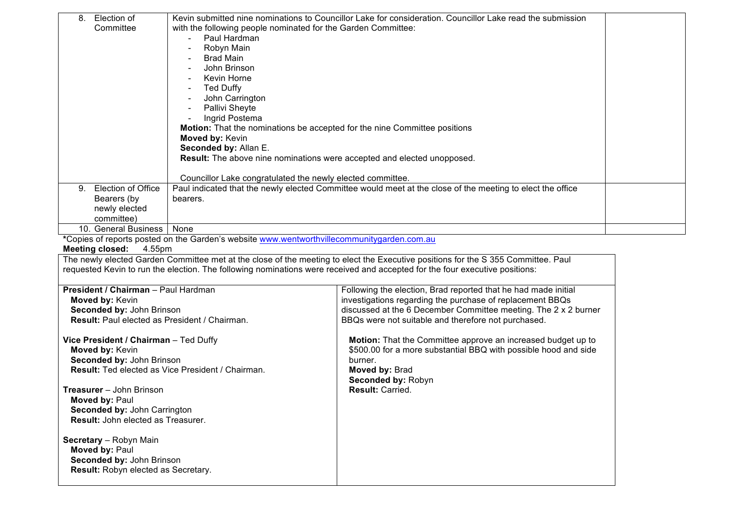| | | |
|---|---|---|
| 8. Election of Committee | Kevin submitted nine nominations to Councillor Lake for consideration. Councillor Lake read the submission with the following people nominated for the Garden Committee:<br>- Paul Hardman<br>- Robyn Main<br>- Brad Main<br>- John Brinson<br>- Kevin Horne<br>- Ted Duffy<br>- John Carrington<br>- Pallivi Sheyte<br>- Ingrid Postema<br>**Motion:** That the nominations be accepted for the nine Committee positions<br>**Moved by:** Kevin<br>**Seconded by:** Allan E.<br>**Result:** The above nine nominations were accepted and elected unopposed.<br><br>Councillor Lake congratulated the newly elected committee. | |
| 9. Election of Office Bearers (by newly elected committee) | Paul indicated that the newly elected Committee would meet at the close of the meeting to elect the office bearers. | |
| 10. General Business | None | |

***Copies of reports posted on the Garden's website** [www.wentworthvillecommunitygarden.com.au](http://www.wentworthvillecommunitygarden.com.au)

**Meeting closed:** 4.55pm

The newly elected Garden Committee met at the close of the meeting to elect the Executive positions for the S 355 Committee. Paul requested Kevin to run the election. The following nominations were received and accepted for the four executive positions:

| | |
|---|---|
| **President / Chairman** – Paul Hardman<br>**Moved by:** Kevin<br>**Seconded by:** John Brinson<br>**Result:** Paul elected as President / Chairman.<br><br>**Vice President / Chairman** – Ted Duffy<br>**Moved by:** Kevin<br>**Seconded by:** John Brinson<br>**Result:** Ted elected as Vice President / Chairman.<br><br>**Treasurer** – John Brinson<br>**Moved by:** Paul<br>**Seconded by:** John Carrington<br>**Result:** John elected as Treasurer.<br><br>**Secretary** – Robyn Main<br>**Moved by:** Paul<br>**Seconded by:** John Brinson<br>**Result:** Robyn elected as Secretary. | Following the election, Brad reported that he had made initial investigations regarding the purchase of replacement BBQs discussed at the 6 December Committee meeting. The 2 x 2 burner BBQs were not suitable and therefore not purchased.<br><br>**Motion:** That the Committee approve an increased budget up to $500.00 for a more substantial BBQ with possible hood and side burner.<br>**Moved by:** Brad<br>**Seconded by:** Robyn<br>**Result:** Carried. |